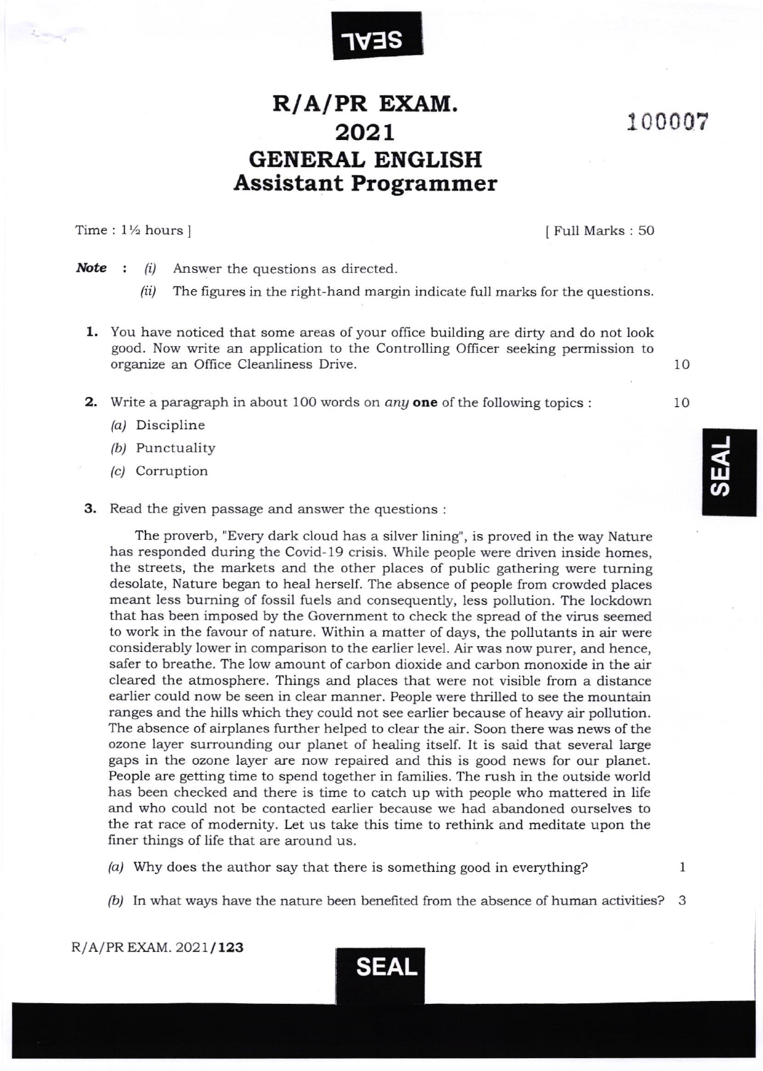# R/A/PR EXAM.
# 2021
# GENERAL ENGLISH
## Assistant Programmer

100007

Time : 1½ hours ] [ Full Marks : 50

***Note*** : *(i)* Answer the questions as directed.

*(ii)* The figures in the right-hand margin indicate full marks for the questions.

**1.** You have noticed that some areas of your office building are dirty and do not look good. Now write an application to the Controlling Officer seeking permission to organize an Office Cleanliness Drive. 10

**2.** Write a paragraph in about 100 words on *any* **one** of the following topics : 10

*(a)* Discipline

*(b)* Punctuality

*(c)* Corruption

**3.** Read the given passage and answer the questions :

The proverb, "Every dark cloud has a silver lining", is proved in the way Nature has responded during the Covid-19 crisis. While people were driven inside homes, the streets, the markets and the other places of public gathering were turning desolate, Nature began to heal herself. The absence of people from crowded places meant less burning of fossil fuels and consequently, less pollution. The lockdown that has been imposed by the Government to check the spread of the virus seemed to work in the favour of nature. Within a matter of days, the pollutants in air were considerably lower in comparison to the earlier level. Air was now purer, and hence, safer to breathe. The low amount of carbon dioxide and carbon monoxide in the air cleared the atmosphere. Things and places that were not visible from a distance earlier could now be seen in clear manner. People were thrilled to see the mountain ranges and the hills which they could not see earlier because of heavy air pollution. The absence of airplanes further helped to clear the air. Soon there was news of the ozone layer surrounding our planet of healing itself. It is said that several large gaps in the ozone layer are now repaired and this is good news for our planet. People are getting time to spend together in families. The rush in the outside world has been checked and there is time to catch up with people who mattered in life and who could not be contacted earlier because we had abandoned ourselves to the rat race of modernity. Let us take this time to rethink and meditate upon the finer things of life that are around us.

*(a)* Why does the author say that there is something good in everything? 1

*(b)* In what ways have the nature been benefited from the absence of human activities? 3

R/A/PR EXAM. 2021/**123**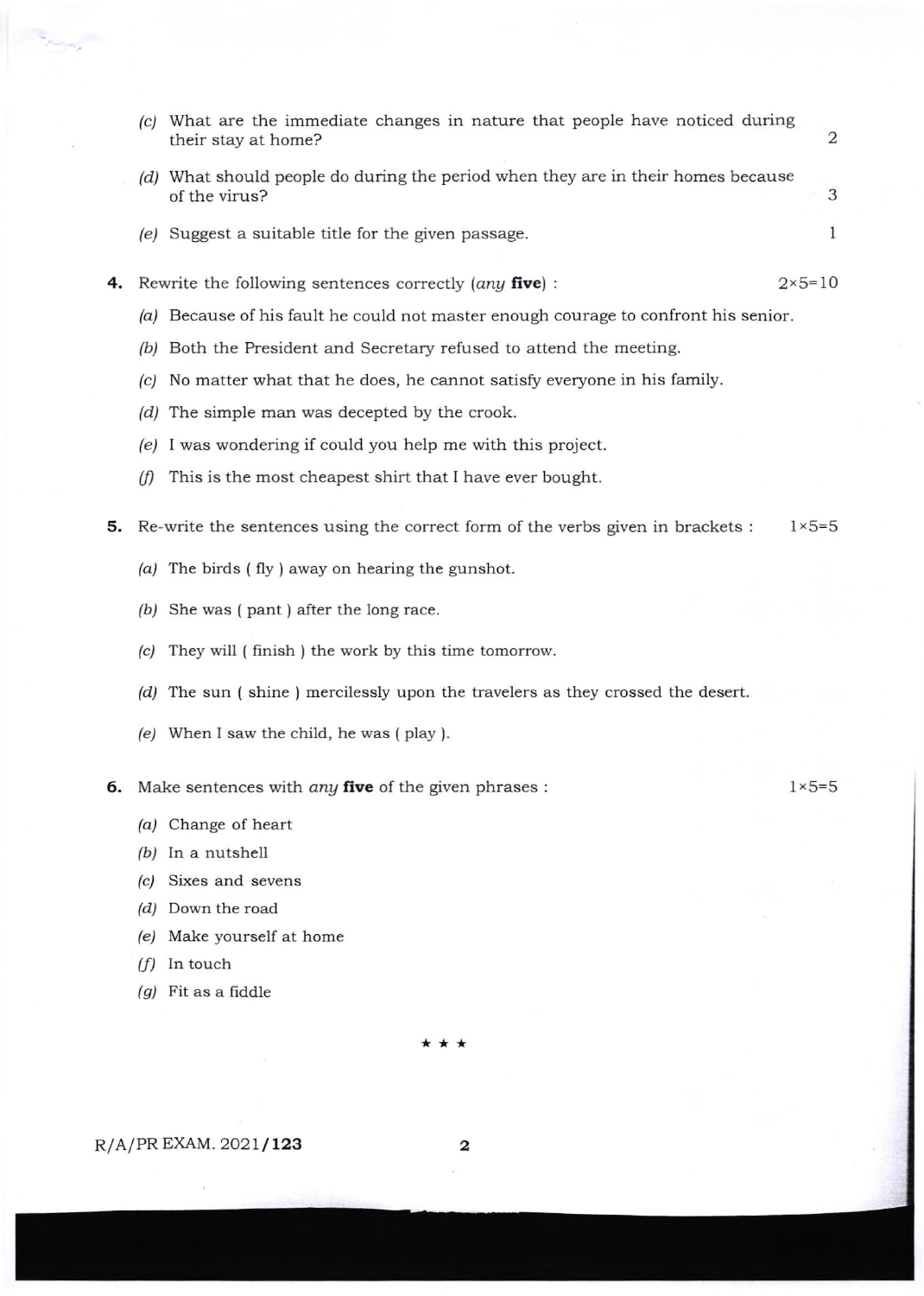*(c)* What are the immediate changes in nature that people have noticed during their stay at home? 2

*(d)* What should people do during the period when they are in their homes because of the virus? 3

*(e)* Suggest a suitable title for the given passage. 1

**4.** Rewrite the following sentences correctly (*any* **five**) : 2×5=10

*(a)* Because of his fault he could not master enough courage to confront his senior.

*(b)* Both the President and Secretary refused to attend the meeting.

*(c)* No matter what that he does, he cannot satisfy everyone in his family.

*(d)* The simple man was decepted by the crook.

*(e)* I was wondering if could you help me with this project.

*(f)* This is the most cheapest shirt that I have ever bought.

**5.** Re-write the sentences using the correct form of the verbs given in brackets : 1×5=5

*(a)* The birds ( fly ) away on hearing the gunshot.

*(b)* She was ( pant ) after the long race.

*(c)* They will ( finish ) the work by this time tomorrow.

*(d)* The sun ( shine ) mercilessly upon the travelers as they crossed the desert.

*(e)* When I saw the child, he was ( play ).

**6.** Make sentences with *any* **five** of the given phrases : 1×5=5

*(a)* Change of heart

*(b)* In a nutshell

*(c)* Sixes and sevens

*(d)* Down the road

*(e)* Make yourself at home

*(f)* In touch

*(g)* Fit as a fiddle

★ ★ ★

R/A/PR EXAM. 2021/**123**